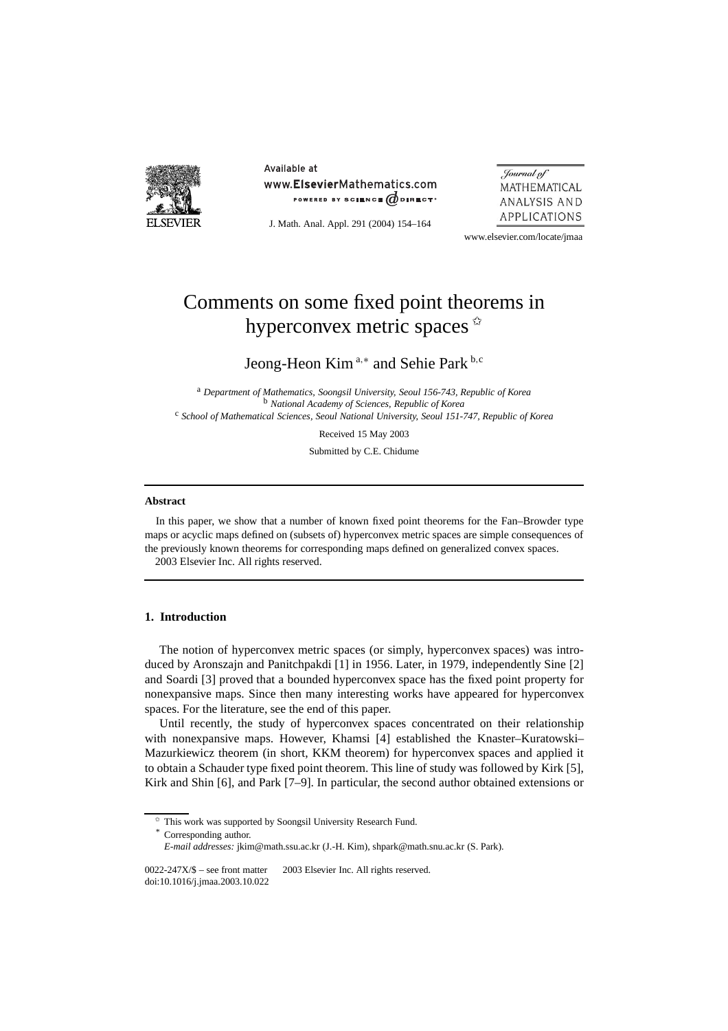# Comments on some fixed point theorems in hyperconvex metric spaces ✩

Jeong-Heon Kim [a,*] and Sehie Park [b,c]

[a] *Department of Mathematics, Soongsil University, Seoul 156-743, Republic of Korea*
[b] *National Academy of Sciences, Republic of Korea*
[c] *School of Mathematical Sciences, Seoul National University, Seoul 151-747, Republic of Korea*

Received 15 May 2003

Submitted by C.E. Chidume

## Abstract

In this paper, we show that a number of known fixed point theorems for the Fan–Browder type maps or acyclic maps defined on (subsets of) hyperconvex metric spaces are simple consequences of the previously known theorems for corresponding maps defined on generalized convex spaces.
2003 Elsevier Inc. All rights reserved.

## 1. Introduction

The notion of hyperconvex metric spaces (or simply, hyperconvex spaces) was introduced by Aronszajn and Panitchpakdi [1] in 1956. Later, in 1979, independently Sine [2] and Soardi [3] proved that a bounded hyperconvex space has the fixed point property for nonexpansive maps. Since then many interesting works have appeared for hyperconvex spaces. For the literature, see the end of this paper.

Until recently, the study of hyperconvex spaces concentrated on their relationship with nonexpansive maps. However, Khamsi [4] established the Knaster–Kuratowski–Mazurkiewicz theorem (in short, KKM theorem) for hyperconvex spaces and applied it to obtain a Schauder type fixed point theorem. This line of study was followed by Kirk [5], Kirk and Shin [6], and Park [7–9]. In particular, the second author obtained extensions or

✩ This work was supported by Soongsil University Research Fund.
\* Corresponding author.
*E-mail addresses:* jkim@math.ssu.ac.kr (J.-H. Kim), shpark@math.snu.ac.kr (S. Park).

0022-247X/$ – see front matter 2003 Elsevier Inc. All rights reserved.
doi:10.1016/j.jmaa.2003.10.022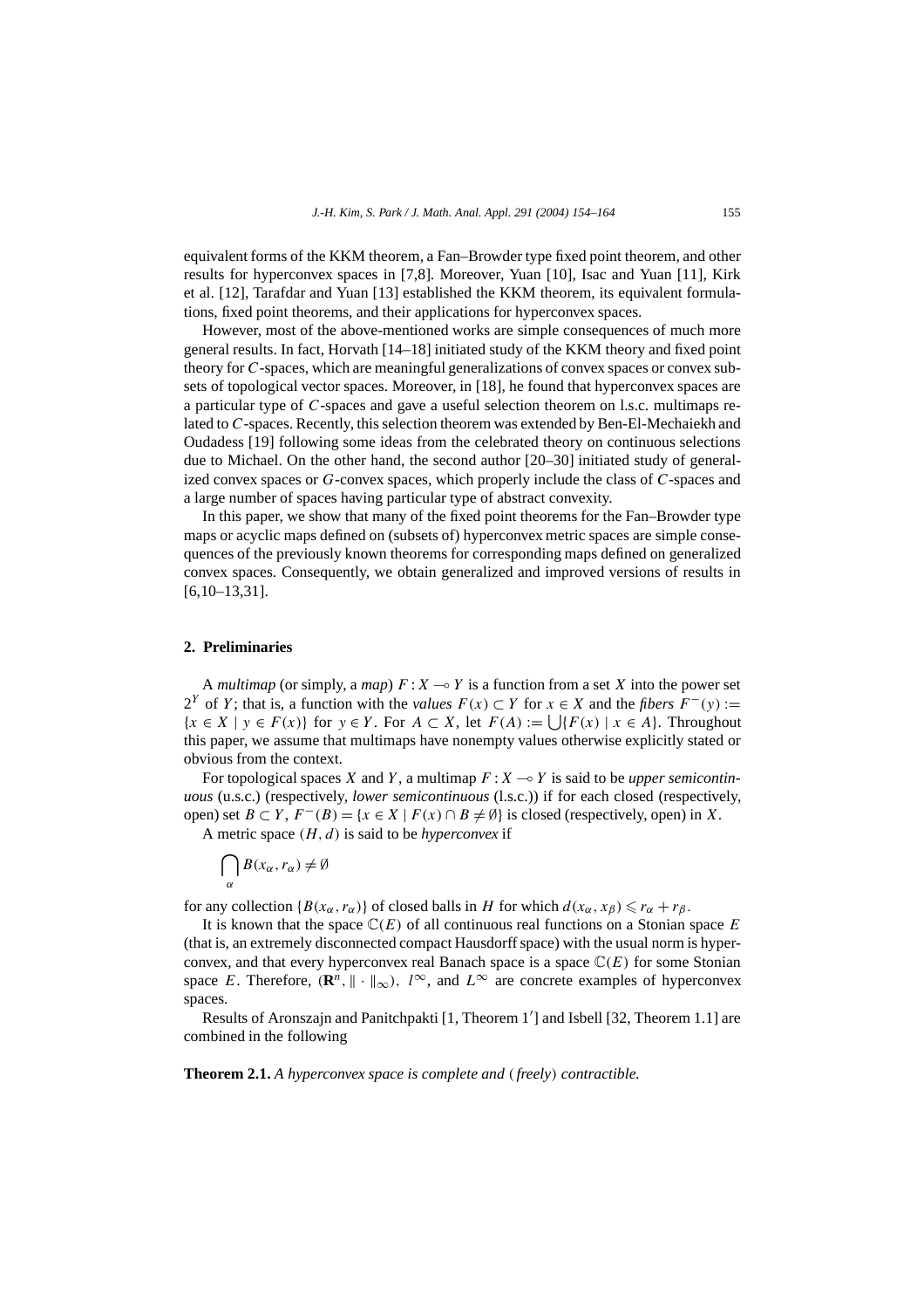equivalent forms of the KKM theorem, a Fan–Browder type fixed point theorem, and other results for hyperconvex spaces in [7,8]. Moreover, Yuan [10], Isac and Yuan [11], Kirk et al. [12], Tarafdar and Yuan [13] established the KKM theorem, its equivalent formulations, fixed point theorems, and their applications for hyperconvex spaces.

However, most of the above-mentioned works are simple consequences of much more general results. In fact, Horvath [14–18] initiated study of the KKM theory and fixed point theory for $C$-spaces, which are meaningful generalizations of convex spaces or convex subsets of topological vector spaces. Moreover, in [18], he found that hyperconvex spaces are a particular type of $C$-spaces and gave a useful selection theorem on l.s.c. multimaps related to $C$-spaces. Recently, this selection theorem was extended by Ben-El-Mechaiekh and Oudadess [19] following some ideas from the celebrated theory on continuous selections due to Michael. On the other hand, the second author [20–30] initiated study of generalized convex spaces or $G$-convex spaces, which properly include the class of $C$-spaces and a large number of spaces having particular type of abstract convexity.

In this paper, we show that many of the fixed point theorems for the Fan–Browder type maps or acyclic maps defined on (subsets of) hyperconvex metric spaces are simple consequences of the previously known theorems for corresponding maps defined on generalized convex spaces. Consequently, we obtain generalized and improved versions of results in [6,10–13,31].

## 2. Preliminaries

A *multimap* (or simply, a *map*) $F : X \multimap Y$ is a function from a set $X$ into the power set $2^Y$ of $Y$; that is, a function with the *values* $F(x) \subset Y$ for $x \in X$ and the *fibers* $F^-(y) := \{x \in X \mid y \in F(x)\}$ for $y \in Y$. For $A \subset X$, let $F(A) := \bigcup\{F(x) \mid x \in A\}$. Throughout this paper, we assume that multimaps have nonempty values otherwise explicitly stated or obvious from the context.

For topological spaces $X$ and $Y$, a multimap $F : X \multimap Y$ is said to be *upper semicontinuous* (u.s.c.) (respectively, *lower semicontinuous* (l.s.c.)) if for each closed (respectively, open) set $B \subset Y$, $F^-(B) = \{x \in X \mid F(x) \cap B \neq \emptyset\}$ is closed (respectively, open) in $X$.

A metric space $(H, d)$ is said to be *hyperconvex* if

$$\bigcap_{\alpha} B(x_\alpha, r_\alpha) \neq \emptyset$$

for any collection $\{B(x_\alpha, r_\alpha)\}$ of closed balls in $H$ for which $d(x_\alpha, x_\beta) \leqslant r_\alpha + r_\beta$.

It is known that the space $\mathbb{C}(E)$ of all continuous real functions on a Stonian space $E$ (that is, an extremely disconnected compact Hausdorff space) with the usual norm is hyperconvex, and that every hyperconvex real Banach space is a space $\mathbb{C}(E)$ for some Stonian space $E$. Therefore, $(\mathbf{R}^n, \|\cdot\|_\infty)$, $l^\infty$, and $L^\infty$ are concrete examples of hyperconvex spaces.

Results of Aronszajn and Panitchpakti [1, Theorem 1′] and Isbell [32, Theorem 1.1] are combined in the following

**Theorem 2.1.** *A hyperconvex space is complete and* (*freely*) *contractible.*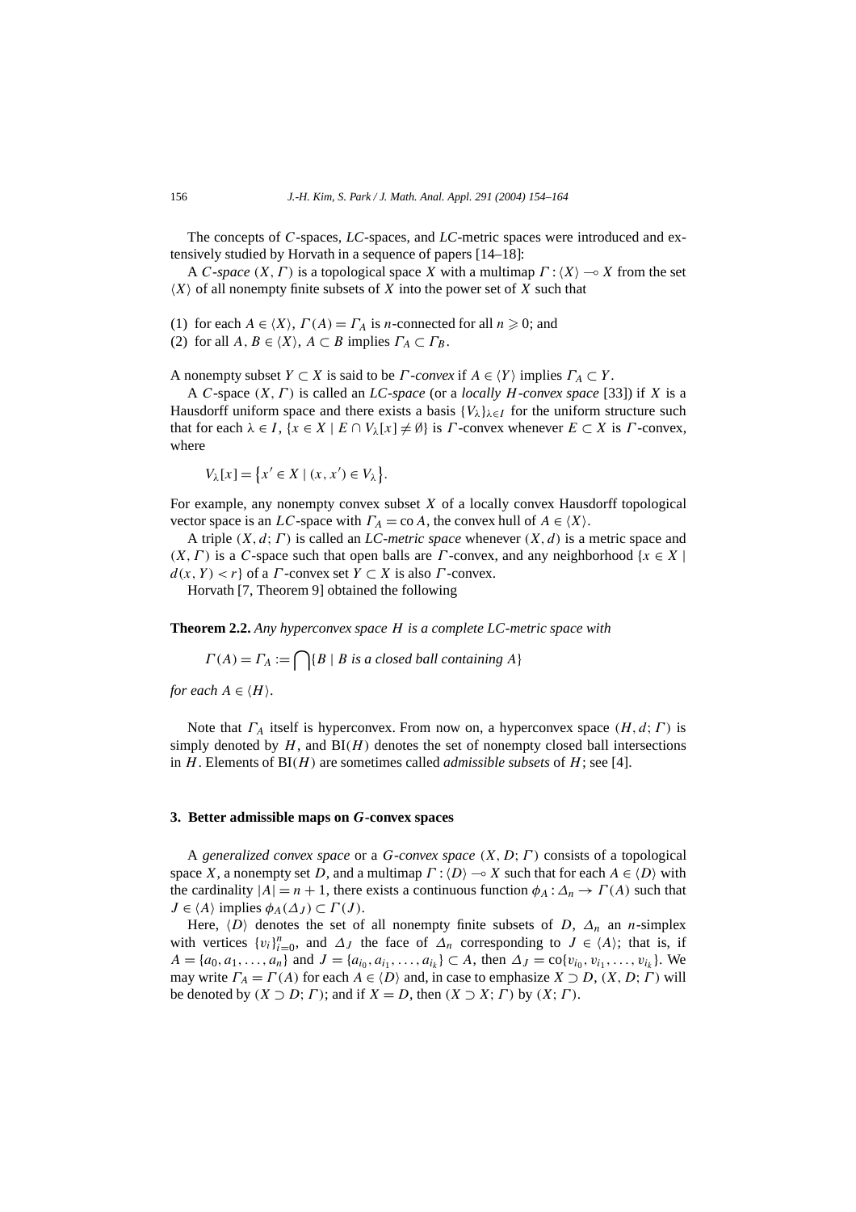The concepts of $C$-spaces, $LC$-spaces, and $LC$-metric spaces were introduced and extensively studied by Horvath in a sequence of papers [14–18]:

A *$C$-space* $(X, \Gamma)$ is a topological space $X$ with a multimap $\Gamma : \langle X \rangle \multimap X$ from the set $\langle X \rangle$ of all nonempty finite subsets of $X$ into the power set of $X$ such that

(1) for each $A \in \langle X \rangle$, $\Gamma(A) = \Gamma_A$ is $n$-connected for all $n \geqslant 0$; and
(2) for all $A, B \in \langle X \rangle$, $A \subset B$ implies $\Gamma_A \subset \Gamma_B$.

A nonempty subset $Y \subset X$ is said to be *$\Gamma$-convex* if $A \in \langle Y \rangle$ implies $\Gamma_A \subset Y$.

A $C$-space $(X, \Gamma)$ is called an *$LC$-space* (or a *locally $H$-convex space* [33]) if $X$ is a Hausdorff uniform space and there exists a basis $\{V_\lambda\}_{\lambda \in I}$ for the uniform structure such that for each $\lambda \in I$, $\{x \in X \mid E \cap V_\lambda[x] \neq \emptyset\}$ is $\Gamma$-convex whenever $E \subset X$ is $\Gamma$-convex, where

$$V_\lambda[x] = \{x' \in X \mid (x, x') \in V_\lambda\}.$$

For example, any nonempty convex subset $X$ of a locally convex Hausdorff topological vector space is an $LC$-space with $\Gamma_A = \operatorname{co} A$, the convex hull of $A \in \langle X \rangle$.

A triple $(X, d; \Gamma)$ is called an *$LC$-metric space* whenever $(X, d)$ is a metric space and $(X, \Gamma)$ is a $C$-space such that open balls are $\Gamma$-convex, and any neighborhood $\{x \in X \mid d(x, Y) < r\}$ of a $\Gamma$-convex set $Y \subset X$ is also $\Gamma$-convex.

Horvath [7, Theorem 9] obtained the following

**Theorem 2.2.** *Any hyperconvex space $H$ is a complete LC-metric space with*

$$\Gamma(A) = \Gamma_A := \bigcap \{B \mid B \text{ is a closed ball containing } A\}$$

*for each $A \in \langle H \rangle$.*

Note that $\Gamma_A$ itself is hyperconvex. From now on, a hyperconvex space $(H, d; \Gamma)$ is simply denoted by $H$, and $\operatorname{BI}(H)$ denotes the set of nonempty closed ball intersections in $H$. Elements of $\operatorname{BI}(H)$ are sometimes called *admissible subsets* of $H$; see [4].

## 3. Better admissible maps on $G$-convex spaces

A *generalized convex space* or a *$G$-convex space* $(X, D; \Gamma)$ consists of a topological space $X$, a nonempty set $D$, and a multimap $\Gamma : \langle D \rangle \multimap X$ such that for each $A \in \langle D \rangle$ with the cardinality $|A| = n + 1$, there exists a continuous function $\phi_A : \Delta_n \to \Gamma(A)$ such that $J \in \langle A \rangle$ implies $\phi_A(\Delta_J) \subset \Gamma(J)$.

Here, $\langle D \rangle$ denotes the set of all nonempty finite subsets of $D$, $\Delta_n$ an $n$-simplex with vertices $\{v_i\}_{i=0}^n$, and $\Delta_J$ the face of $\Delta_n$ corresponding to $J \in \langle A \rangle$; that is, if $A = \{a_0, a_1, \ldots, a_n\}$ and $J = \{a_{i_0}, a_{i_1}, \ldots, a_{i_k}\} \subset A$, then $\Delta_J = \operatorname{co}\{v_{i_0}, v_{i_1}, \ldots, v_{i_k}\}$. We may write $\Gamma_A = \Gamma(A)$ for each $A \in \langle D \rangle$ and, in case to emphasize $X \supset D$, $(X, D; \Gamma)$ will be denoted by $(X \supset D; \Gamma)$; and if $X = D$, then $(X \supset X; \Gamma)$ by $(X; \Gamma)$.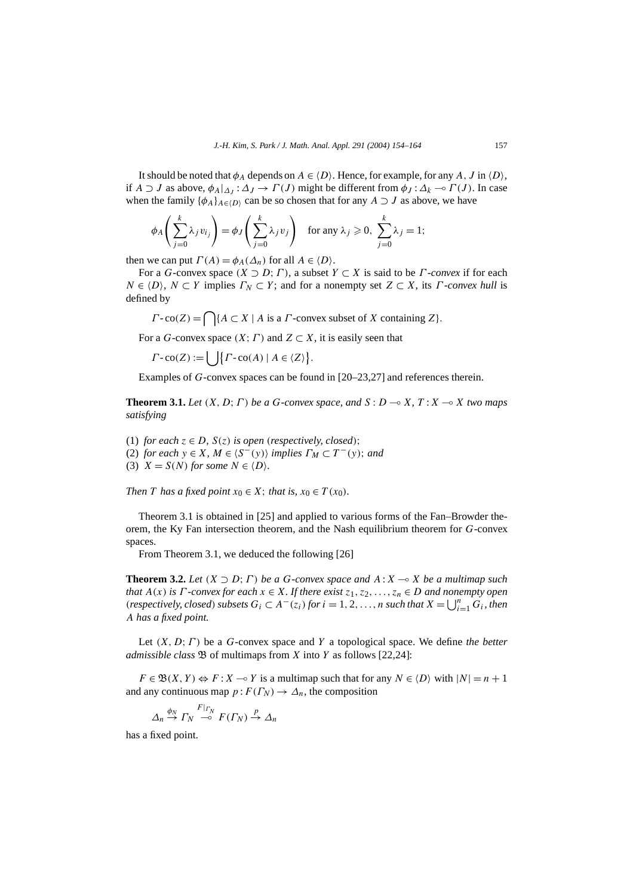It should be noted that $\phi_A$ depends on $A \in \langle D \rangle$. Hence, for example, for any $A$, $J$ in $\langle D \rangle$, if $A \supset J$ as above, $\phi_A|_{\Delta_J} : \Delta_J \to \Gamma(J)$ might be different from $\phi_J : \Delta_k \multimap \Gamma(J)$. In case when the family $\{\phi_A\}_{A \in \langle D \rangle}$ can be so chosen that for any $A \supset J$ as above, we have

$$\phi_A\left(\sum_{j=0}^{k} \lambda_j v_{i_j}\right) = \phi_J\left(\sum_{j=0}^{k} \lambda_j v_j\right) \quad \text{for any } \lambda_j \geqslant 0,\ \sum_{j=0}^{k} \lambda_j = 1;$$

then we can put $\Gamma(A) = \phi_A(\Delta_n)$ for all $A \in \langle D \rangle$.

For a $G$-convex space $(X \supset D; \Gamma)$, a subset $Y \subset X$ is said to be *$\Gamma$-convex* if for each $N \in \langle D \rangle$, $N \subset Y$ implies $\Gamma_N \subset Y$; and for a nonempty set $Z \subset X$, its *$\Gamma$-convex hull* is defined by

$$\Gamma\text{-}\mathrm{co}(Z) = \bigcap \{A \subset X \mid A \text{ is a } \Gamma\text{-convex subset of } X \text{ containing } Z\}.$$

For a $G$-convex space $(X; \Gamma)$ and $Z \subset X$, it is easily seen that

$$\Gamma\text{-}\mathrm{co}(Z) := \bigcup \{\Gamma\text{-}\mathrm{co}(A) \mid A \in \langle Z \rangle\}.$$

Examples of $G$-convex spaces can be found in [20–23,27] and references therein.

**Theorem 3.1.** *Let $(X, D; \Gamma)$ be a $G$-convex space, and $S : D \multimap X$, $T : X \multimap X$ two maps satisfying*

(1) *for each $z \in D$, $S(z)$ is open* (*respectively, closed*);
(2) *for each $y \in X$, $M \in \langle S^-(y) \rangle$ implies $\Gamma_M \subset T^-(y)$; and*
(3) *$X = S(N)$ for some $N \in \langle D \rangle$.*

*Then $T$ has a fixed point $x_0 \in X$; that is, $x_0 \in T(x_0)$.*

Theorem 3.1 is obtained in [25] and applied to various forms of the Fan–Browder theorem, the Ky Fan intersection theorem, and the Nash equilibrium theorem for $G$-convex spaces.

From Theorem 3.1, we deduced the following [26]

**Theorem 3.2.** *Let $(X \supset D; \Gamma)$ be a $G$-convex space and $A : X \multimap X$ be a multimap such that $A(x)$ is $\Gamma$-convex for each $x \in X$. If there exist $z_1, z_2, \ldots, z_n \in D$ and nonempty open* (*respectively, closed*) *subsets $G_i \subset A^-(z_i)$ for $i = 1, 2, \ldots, n$ such that $X = \bigcup_{i=1}^n G_i$, then $A$ has a fixed point.*

Let $(X, D; \Gamma)$ be a $G$-convex space and $Y$ a topological space. We define *the better admissible class* $\mathfrak{B}$ of multimaps from $X$ into $Y$ as follows [22,24]:

$F \in \mathfrak{B}(X, Y) \Leftrightarrow F : X \multimap Y$ is a multimap such that for any $N \in \langle D \rangle$ with $|N| = n + 1$ and any continuous map $p : F(\Gamma_N) \to \Delta_n$, the composition

$$\Delta_n \xrightarrow{\phi_N} \Gamma_N \overset{F|_{\Gamma_N}}{\multimap} F(\Gamma_N) \xrightarrow{p} \Delta_n$$

has a fixed point.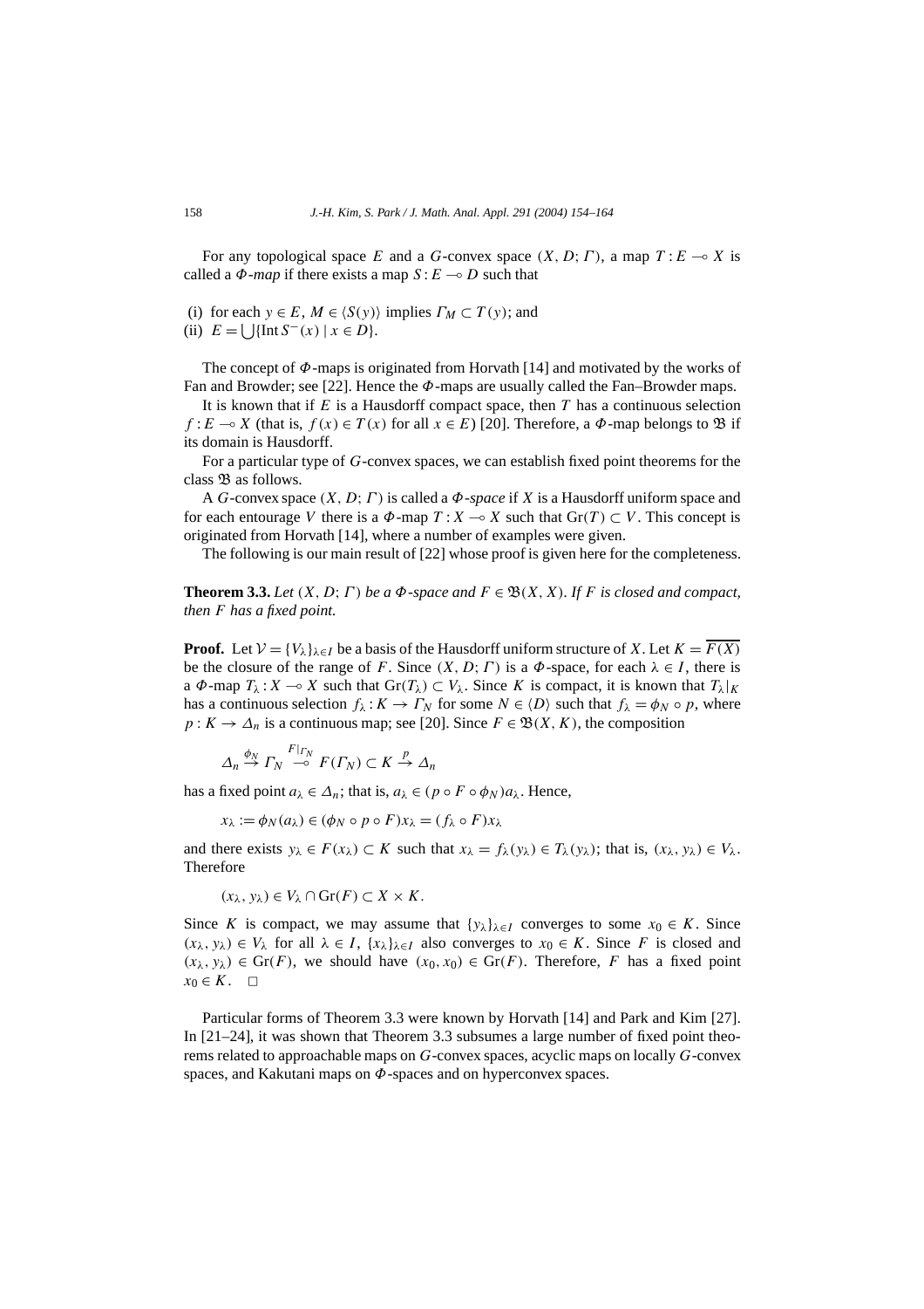For any topological space $E$ and a $G$-convex space $(X, D; \Gamma)$, a map $T : E \multimap X$ is called a *$\Phi$-map* if there exists a map $S : E \multimap D$ such that

(i) for each $y \in E$, $M \in \langle S(y) \rangle$ implies $\Gamma_M \subset T(y)$; and
(ii) $E = \bigcup \{\operatorname{Int} S^-(x) \mid x \in D\}$.

The concept of $\Phi$-maps is originated from Horvath [14] and motivated by the works of Fan and Browder; see [22]. Hence the $\Phi$-maps are usually called the Fan–Browder maps.

It is known that if $E$ is a Hausdorff compact space, then $T$ has a continuous selection $f : E \multimap X$ (that is, $f(x) \in T(x)$ for all $x \in E$) [20]. Therefore, a $\Phi$-map belongs to $\mathfrak{B}$ if its domain is Hausdorff.

For a particular type of $G$-convex spaces, we can establish fixed point theorems for the class $\mathfrak{B}$ as follows.

A $G$-convex space $(X, D; \Gamma)$ is called a *$\Phi$-space* if $X$ is a Hausdorff uniform space and for each entourage $V$ there is a $\Phi$-map $T : X \multimap X$ such that $\operatorname{Gr}(T) \subset V$. This concept is originated from Horvath [14], where a number of examples were given.

The following is our main result of [22] whose proof is given here for the completeness.

**Theorem 3.3.** *Let $(X, D; \Gamma)$ be a $\Phi$-space and $F \in \mathfrak{B}(X, X)$. If $F$ is closed and compact, then $F$ has a fixed point.*

**Proof.** Let $\mathcal{V} = \{V_\lambda\}_{\lambda \in I}$ be a basis of the Hausdorff uniform structure of $X$. Let $K = \overline{F(X)}$ be the closure of the range of $F$. Since $(X, D; \Gamma)$ is a $\Phi$-space, for each $\lambda \in I$, there is a $\Phi$-map $T_\lambda : X \multimap X$ such that $\operatorname{Gr}(T_\lambda) \subset V_\lambda$. Since $K$ is compact, it is known that $T_\lambda|_K$ has a continuous selection $f_\lambda : K \to \Gamma_N$ for some $N \in \langle D \rangle$ such that $f_\lambda = \phi_N \circ p$, where $p : K \to \Delta_n$ is a continuous map; see [20]. Since $F \in \mathfrak{B}(X, K)$, the composition

$$\Delta_n \xrightarrow{\phi_N} \Gamma_N \overset{F|_{\Gamma_N}}{\multimap} F(\Gamma_N) \subset K \xrightarrow{p} \Delta_n$$

has a fixed point $a_\lambda \in \Delta_n$; that is, $a_\lambda \in (p \circ F \circ \phi_N)a_\lambda$. Hence,

$$x_\lambda := \phi_N(a_\lambda) \in (\phi_N \circ p \circ F)x_\lambda = (f_\lambda \circ F)x_\lambda$$

and there exists $y_\lambda \in F(x_\lambda) \subset K$ such that $x_\lambda = f_\lambda(y_\lambda) \in T_\lambda(y_\lambda)$; that is, $(x_\lambda, y_\lambda) \in V_\lambda$. Therefore

$$(x_\lambda, y_\lambda) \in V_\lambda \cap \operatorname{Gr}(F) \subset X \times K.$$

Since $K$ is compact, we may assume that $\{y_\lambda\}_{\lambda \in I}$ converges to some $x_0 \in K$. Since $(x_\lambda, y_\lambda) \in V_\lambda$ for all $\lambda \in I$, $\{x_\lambda\}_{\lambda \in I}$ also converges to $x_0 \in K$. Since $F$ is closed and $(x_\lambda, y_\lambda) \in \operatorname{Gr}(F)$, we should have $(x_0, x_0) \in \operatorname{Gr}(F)$. Therefore, $F$ has a fixed point $x_0 \in K$. $\square$

Particular forms of Theorem 3.3 were known by Horvath [14] and Park and Kim [27]. In [21–24], it was shown that Theorem 3.3 subsumes a large number of fixed point theorems related to approachable maps on $G$-convex spaces, acyclic maps on locally $G$-convex spaces, and Kakutani maps on $\Phi$-spaces and on hyperconvex spaces.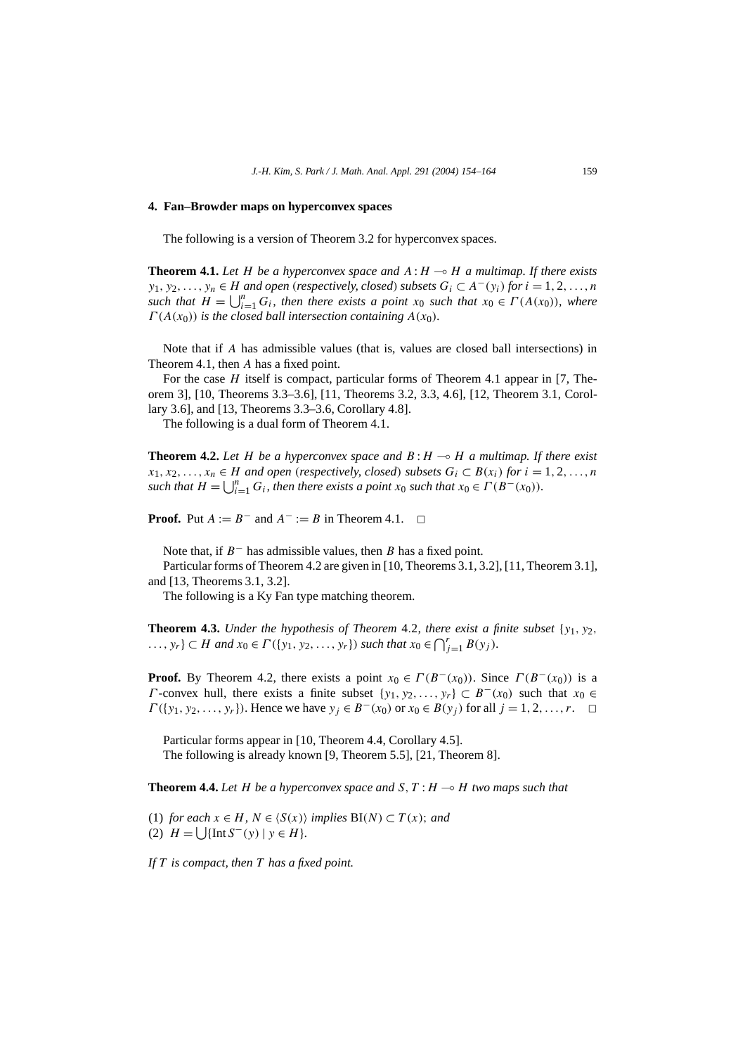## 4. Fan–Browder maps on hyperconvex spaces

The following is a version of Theorem 3.2 for hyperconvex spaces.

**Theorem 4.1.** *Let $H$ be a hyperconvex space and $A : H \multimap H$ a multimap. If there exists $y_1, y_2, \ldots, y_n \in H$ and open* (*respectively, closed*) *subsets $G_i \subset A^-(y_i)$ for $i = 1, 2, \ldots, n$ such that $H = \bigcup_{i=1}^n G_i$, then there exists a point $x_0$ such that $x_0 \in \Gamma(A(x_0))$, where $\Gamma(A(x_0))$ is the closed ball intersection containing $A(x_0)$.*

Note that if $A$ has admissible values (that is, values are closed ball intersections) in Theorem 4.1, then $A$ has a fixed point.

For the case $H$ itself is compact, particular forms of Theorem 4.1 appear in [7, Theorem 3], [10, Theorems 3.3–3.6], [11, Theorems 3.2, 3.3, 4.6], [12, Theorem 3.1, Corollary 3.6], and [13, Theorems 3.3–3.6, Corollary 4.8].

The following is a dual form of Theorem 4.1.

**Theorem 4.2.** *Let $H$ be a hyperconvex space and $B : H \multimap H$ a multimap. If there exist $x_1, x_2, \ldots, x_n \in H$ and open* (*respectively, closed*) *subsets $G_i \subset B(x_i)$ for $i = 1, 2, \ldots, n$ such that $H = \bigcup_{i=1}^n G_i$, then there exists a point $x_0$ such that $x_0 \in \Gamma(B^-(x_0))$.*

**Proof.** Put $A := B^-$ and $A^- := B$ in Theorem 4.1. $\square$

Note that, if $B^-$ has admissible values, then $B$ has a fixed point.

Particular forms of Theorem 4.2 are given in [10, Theorems 3.1, 3.2], [11, Theorem 3.1], and [13, Theorems 3.1, 3.2].

The following is a Ky Fan type matching theorem.

**Theorem 4.3.** *Under the hypothesis of Theorem* 4.2, *there exist a finite subset $\{y_1, y_2, \ldots, y_r\} \subset H$ and $x_0 \in \Gamma(\{y_1, y_2, \ldots, y_r\})$ such that $x_0 \in \bigcap_{j=1}^r B(y_j)$.*

**Proof.** By Theorem 4.2, there exists a point $x_0 \in \Gamma(B^-(x_0))$. Since $\Gamma(B^-(x_0))$ is a $\Gamma$-convex hull, there exists a finite subset $\{y_1, y_2, \ldots, y_r\} \subset B^-(x_0)$ such that $x_0 \in \Gamma(\{y_1, y_2, \ldots, y_r\})$. Hence we have $y_j \in B^-(x_0)$ or $x_0 \in B(y_j)$ for all $j = 1, 2, \ldots, r$. $\square$

Particular forms appear in [10, Theorem 4.4, Corollary 4.5].

The following is already known [9, Theorem 5.5], [21, Theorem 8].

**Theorem 4.4.** *Let $H$ be a hyperconvex space and $S, T : H \multimap H$ two maps such that*

(1) *for each $x \in H$, $N \in \langle S(x) \rangle$ implies $\mathrm{BI}(N) \subset T(x)$; and*
(2) $H = \bigcup \{\mathrm{Int}\, S^-(y) \mid y \in H\}$.

*If $T$ is compact, then $T$ has a fixed point.*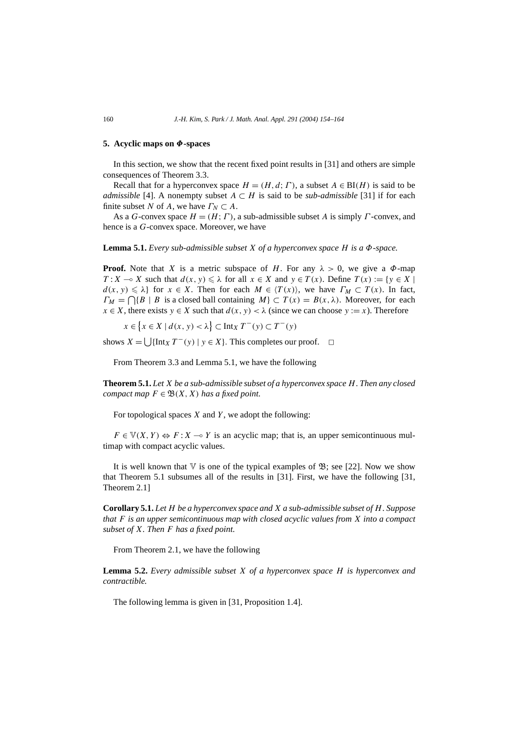## 5. Acyclic maps on $\Phi$-spaces

In this section, we show that the recent fixed point results in [31] and others are simple consequences of Theorem 3.3.

Recall that for a hyperconvex space $H = (H, d; \Gamma)$, a subset $A \in \mathrm{BI}(H)$ is said to be *admissible* [4]. A nonempty subset $A \subset H$ is said to be *sub-admissible* [31] if for each finite subset $N$ of $A$, we have $\Gamma_N \subset A$.

As a $G$-convex space $H = (H; \Gamma)$, a sub-admissible subset $A$ is simply $\Gamma$-convex, and hence is a $G$-convex space. Moreover, we have

**Lemma 5.1.** *Every sub-admissible subset $X$ of a hyperconvex space $H$ is a $\Phi$-space.*

**Proof.** Note that $X$ is a metric subspace of $H$. For any $\lambda > 0$, we give a $\Phi$-map $T : X \multimap X$ such that $d(x, y) \leqslant \lambda$ for all $x \in X$ and $y \in T(x)$. Define $T(x) := \{y \in X \mid d(x, y) \leqslant \lambda\}$ for $x \in X$. Then for each $M \in \langle T(x) \rangle$, we have $\Gamma_M \subset T(x)$. In fact, $\Gamma_M = \bigcap\{B \mid B \text{ is a closed ball containing } M\} \subset T(x) = B(x, \lambda)$. Moreover, for each $x \in X$, there exists $y \in X$ such that $d(x, y) < \lambda$ (since we can choose $y := x$). Therefore

$$x \in \{x \in X \mid d(x, y) < \lambda\} \subset \mathrm{Int}_X\, T^-(y) \subset T^-(y)$$

shows $X = \bigcup\{\mathrm{Int}_X\, T^-(y) \mid y \in X\}$. This completes our proof. $\square$

From Theorem 3.3 and Lemma 5.1, we have the following

**Theorem 5.1.** *Let $X$ be a sub-admissible subset of a hyperconvex space $H$. Then any closed compact map $F \in \mathfrak{B}(X, X)$ has a fixed point.*

For topological spaces $X$ and $Y$, we adopt the following:

$F \in \mathbb{V}(X, Y) \Leftrightarrow F : X \multimap Y$ is an acyclic map; that is, an upper semicontinuous multimap with compact acyclic values.

It is well known that $\mathbb{V}$ is one of the typical examples of $\mathfrak{B}$; see [22]. Now we show that Theorem 5.1 subsumes all of the results in [31]. First, we have the following [31, Theorem 2.1]

**Corollary 5.1.** *Let $H$ be a hyperconvex space and $X$ a sub-admissible subset of $H$. Suppose that $F$ is an upper semicontinuous map with closed acyclic values from $X$ into a compact subset of $X$. Then $F$ has a fixed point.*

From Theorem 2.1, we have the following

**Lemma 5.2.** *Every admissible subset $X$ of a hyperconvex space $H$ is hyperconvex and contractible.*

The following lemma is given in [31, Proposition 1.4].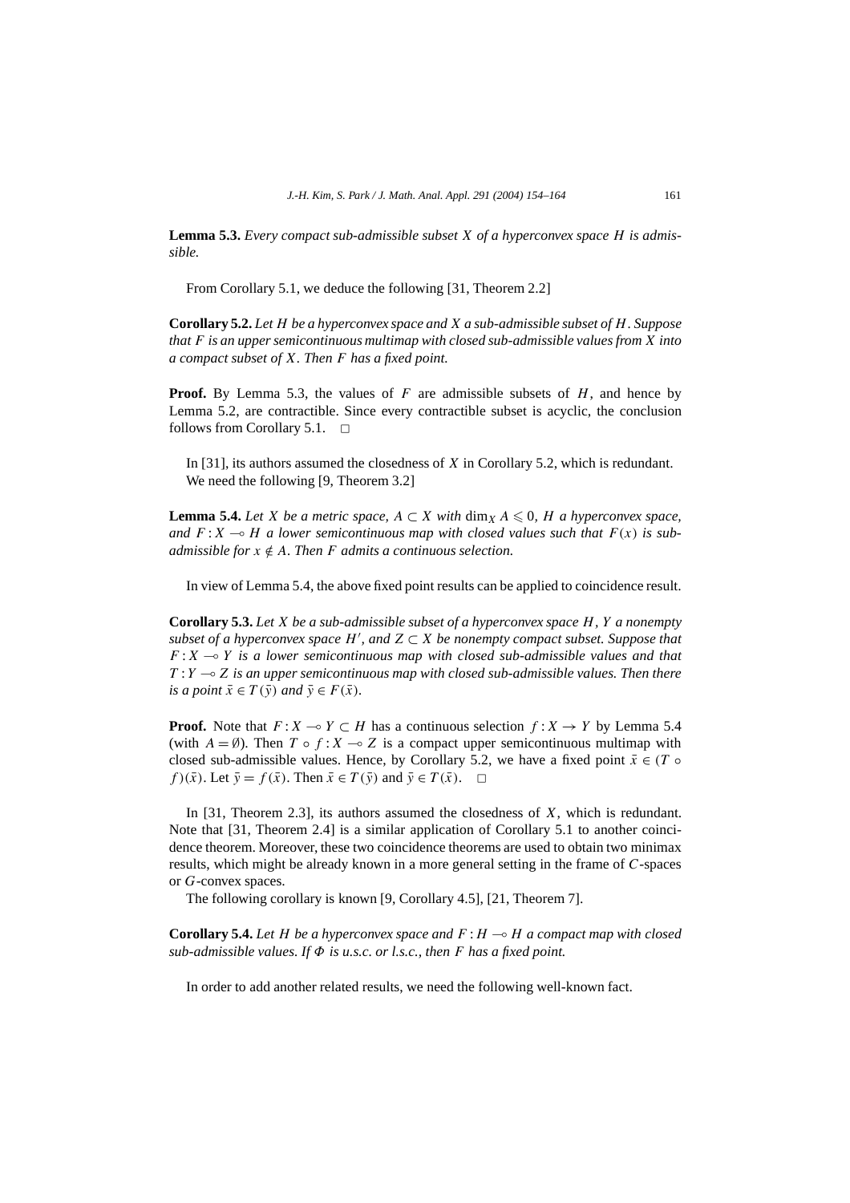**Lemma 5.3.** *Every compact sub-admissible subset $X$ of a hyperconvex space $H$ is admissible.*

From Corollary 5.1, we deduce the following [31, Theorem 2.2]

**Corollary 5.2.** *Let $H$ be a hyperconvex space and $X$ a sub-admissible subset of $H$. Suppose that $F$ is an upper semicontinuous multimap with closed sub-admissible values from $X$ into a compact subset of $X$. Then $F$ has a fixed point.*

**Proof.** By Lemma 5.3, the values of $F$ are admissible subsets of $H$, and hence by Lemma 5.2, are contractible. Since every contractible subset is acyclic, the conclusion follows from Corollary 5.1. $\square$

In [31], its authors assumed the closedness of $X$ in Corollary 5.2, which is redundant. We need the following [9, Theorem 3.2]

**Lemma 5.4.** *Let $X$ be a metric space, $A \subset X$ with $\dim_X A \leqslant 0$, $H$ a hyperconvex space, and $F : X \multimap H$ a lower semicontinuous map with closed values such that $F(x)$ is sub-admissible for $x \notin A$. Then $F$ admits a continuous selection.*

In view of Lemma 5.4, the above fixed point results can be applied to coincidence result.

**Corollary 5.3.** *Let $X$ be a sub-admissible subset of a hyperconvex space $H$, $Y$ a nonempty subset of a hyperconvex space $H'$, and $Z \subset X$ be nonempty compact subset. Suppose that $F : X \multimap Y$ is a lower semicontinuous map with closed sub-admissible values and that $T : Y \multimap Z$ is an upper semicontinuous map with closed sub-admissible values. Then there is a point $\bar{x} \in T(\bar{y})$ and $\bar{y} \in F(\bar{x})$.*

**Proof.** Note that $F : X \multimap Y \subset H$ has a continuous selection $f : X \to Y$ by Lemma 5.4 (with $A = \emptyset$). Then $T \circ f : X \multimap Z$ is a compact upper semicontinuous multimap with closed sub-admissible values. Hence, by Corollary 5.2, we have a fixed point $\bar{x} \in (T \circ f)(\bar{x})$. Let $\bar{y} = f(\bar{x})$. Then $\bar{x} \in T(\bar{y})$ and $\bar{y} \in T(\bar{x})$. $\square$

In [31, Theorem 2.3], its authors assumed the closedness of $X$, which is redundant. Note that [31, Theorem 2.4] is a similar application of Corollary 5.1 to another coincidence theorem. Moreover, these two coincidence theorems are used to obtain two minimax results, which might be already known in a more general setting in the frame of $C$-spaces or $G$-convex spaces.

The following corollary is known [9, Corollary 4.5], [21, Theorem 7].

**Corollary 5.4.** *Let $H$ be a hyperconvex space and $F : H \multimap H$ a compact map with closed sub-admissible values. If $\Phi$ is u.s.c. or l.s.c., then $F$ has a fixed point.*

In order to add another related results, we need the following well-known fact.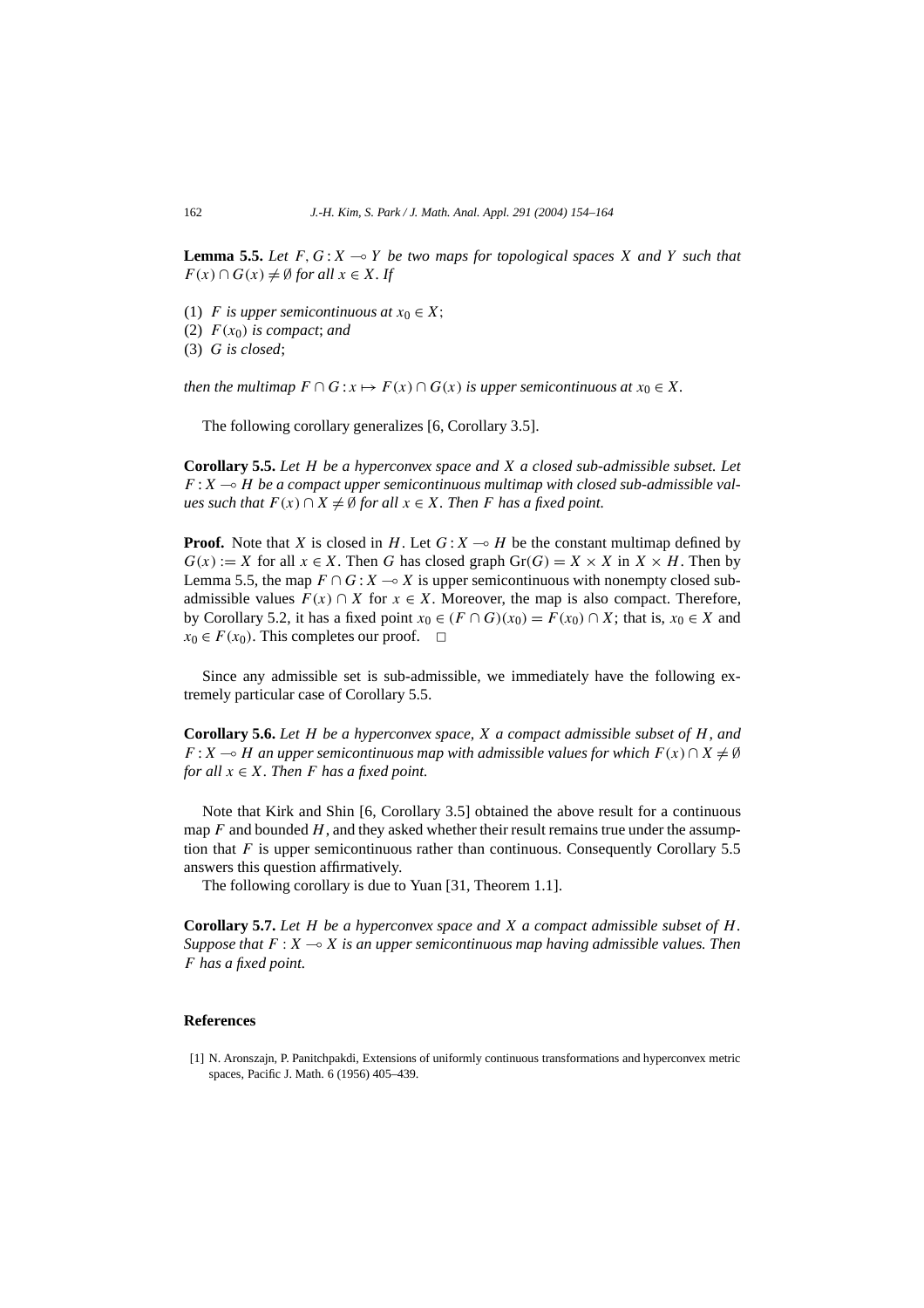**Lemma 5.5.** *Let $F, G : X \multimap Y$ be two maps for topological spaces $X$ and $Y$ such that $F(x) \cap G(x) \neq \emptyset$ for all $x \in X$. If*

(1) *$F$ is upper semicontinuous at $x_0 \in X$;*
(2) *$F(x_0)$ is compact; and*
(3) *$G$ is closed;*

*then the multimap $F \cap G : x \mapsto F(x) \cap G(x)$ is upper semicontinuous at $x_0 \in X$.*

The following corollary generalizes [6, Corollary 3.5].

**Corollary 5.5.** *Let $H$ be a hyperconvex space and $X$ a closed sub-admissible subset. Let $F : X \multimap H$ be a compact upper semicontinuous multimap with closed sub-admissible values such that $F(x) \cap X \neq \emptyset$ for all $x \in X$. Then $F$ has a fixed point.*

**Proof.** Note that $X$ is closed in $H$. Let $G : X \multimap H$ be the constant multimap defined by $G(x) := X$ for all $x \in X$. Then $G$ has closed graph $\mathrm{Gr}(G) = X \times X$ in $X \times H$. Then by Lemma 5.5, the map $F \cap G : X \multimap X$ is upper semicontinuous with nonempty closed sub-admissible values $F(x) \cap X$ for $x \in X$. Moreover, the map is also compact. Therefore, by Corollary 5.2, it has a fixed point $x_0 \in (F \cap G)(x_0) = F(x_0) \cap X$; that is, $x_0 \in X$ and $x_0 \in F(x_0)$. This completes our proof. $\square$

Since any admissible set is sub-admissible, we immediately have the following extremely particular case of Corollary 5.5.

**Corollary 5.6.** *Let $H$ be a hyperconvex space, $X$ a compact admissible subset of $H$, and $F : X \multimap H$ an upper semicontinuous map with admissible values for which $F(x) \cap X \neq \emptyset$ for all $x \in X$. Then $F$ has a fixed point.*

Note that Kirk and Shin [6, Corollary 3.5] obtained the above result for a continuous map $F$ and bounded $H$, and they asked whether their result remains true under the assumption that $F$ is upper semicontinuous rather than continuous. Consequently Corollary 5.5 answers this question affirmatively.

The following corollary is due to Yuan [31, Theorem 1.1].

**Corollary 5.7.** *Let $H$ be a hyperconvex space and $X$ a compact admissible subset of $H$. Suppose that $F : X \multimap X$ is an upper semicontinuous map having admissible values. Then $F$ has a fixed point.*

## References

[1] N. Aronszajn, P. Panitchpakdi, Extensions of uniformly continuous transformations and hyperconvex metric spaces, Pacific J. Math. 6 (1956) 405–439.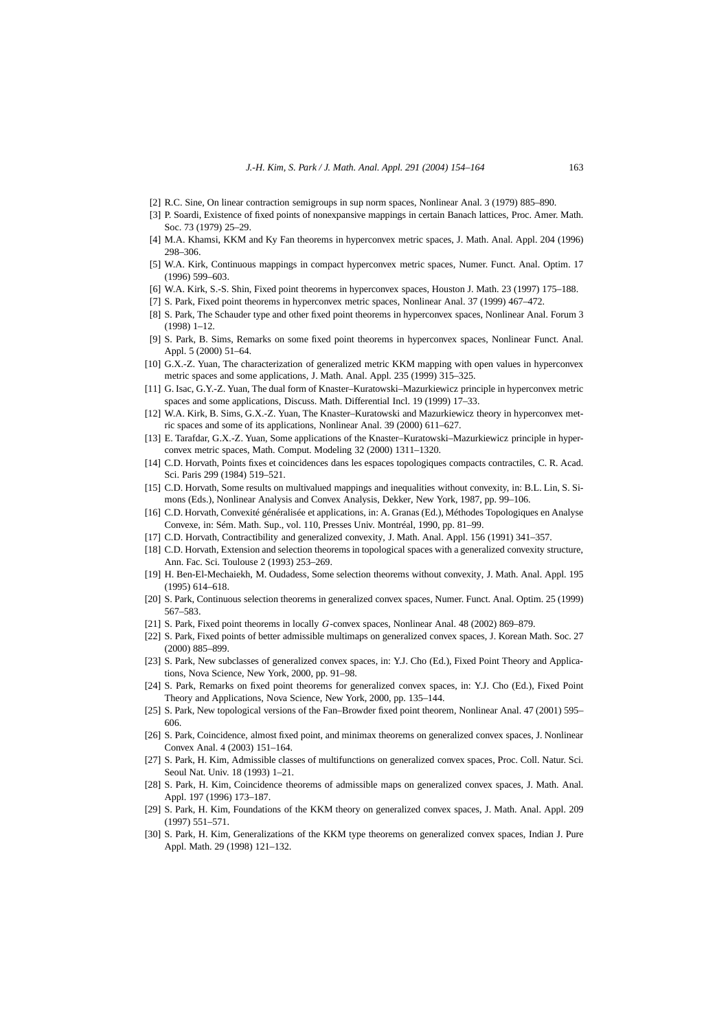[2] R.C. Sine, On linear contraction semigroups in sup norm spaces, Nonlinear Anal. 3 (1979) 885–890.

[3] P. Soardi, Existence of fixed points of nonexpansive mappings in certain Banach lattices, Proc. Amer. Math. Soc. 73 (1979) 25–29.

[4] M.A. Khamsi, KKM and Ky Fan theorems in hyperconvex metric spaces, J. Math. Anal. Appl. 204 (1996) 298–306.

[5] W.A. Kirk, Continuous mappings in compact hyperconvex metric spaces, Numer. Funct. Anal. Optim. 17 (1996) 599–603.

[6] W.A. Kirk, S.-S. Shin, Fixed point theorems in hyperconvex spaces, Houston J. Math. 23 (1997) 175–188.

[7] S. Park, Fixed point theorems in hyperconvex metric spaces, Nonlinear Anal. 37 (1999) 467–472.

[8] S. Park, The Schauder type and other fixed point theorems in hyperconvex spaces, Nonlinear Anal. Forum 3 (1998) 1–12.

[9] S. Park, B. Sims, Remarks on some fixed point theorems in hyperconvex spaces, Nonlinear Funct. Anal. Appl. 5 (2000) 51–64.

[10] G.X.-Z. Yuan, The characterization of generalized metric KKM mapping with open values in hyperconvex metric spaces and some applications, J. Math. Anal. Appl. 235 (1999) 315–325.

[11] G. Isac, G.Y.-Z. Yuan, The dual form of Knaster–Kuratowski–Mazurkiewicz principle in hyperconvex metric spaces and some applications, Discuss. Math. Differential Incl. 19 (1999) 17–33.

[12] W.A. Kirk, B. Sims, G.X.-Z. Yuan, The Knaster–Kuratowski and Mazurkiewicz theory in hyperconvex metric spaces and some of its applications, Nonlinear Anal. 39 (2000) 611–627.

[13] E. Tarafdar, G.X.-Z. Yuan, Some applications of the Knaster–Kuratowski–Mazurkiewicz principle in hyperconvex metric spaces, Math. Comput. Modeling 32 (2000) 1311–1320.

[14] C.D. Horvath, Points fixes et coincidences dans les espaces topologiques compacts contractiles, C. R. Acad. Sci. Paris 299 (1984) 519–521.

[15] C.D. Horvath, Some results on multivalued mappings and inequalities without convexity, in: B.L. Lin, S. Simons (Eds.), Nonlinear Analysis and Convex Analysis, Dekker, New York, 1987, pp. 99–106.

[16] C.D. Horvath, Convexité généralisée et applications, in: A. Granas (Ed.), Méthodes Topologiques en Analyse Convexe, in: Sém. Math. Sup., vol. 110, Presses Univ. Montréal, 1990, pp. 81–99.

[17] C.D. Horvath, Contractibility and generalized convexity, J. Math. Anal. Appl. 156 (1991) 341–357.

[18] C.D. Horvath, Extension and selection theorems in topological spaces with a generalized convexity structure, Ann. Fac. Sci. Toulouse 2 (1993) 253–269.

[19] H. Ben-El-Mechaiekh, M. Oudadess, Some selection theorems without convexity, J. Math. Anal. Appl. 195 (1995) 614–618.

[20] S. Park, Continuous selection theorems in generalized convex spaces, Numer. Funct. Anal. Optim. 25 (1999) 567–583.

[21] S. Park, Fixed point theorems in locally $G$-convex spaces, Nonlinear Anal. 48 (2002) 869–879.

[22] S. Park, Fixed points of better admissible multimaps on generalized convex spaces, J. Korean Math. Soc. 27 (2000) 885–899.

[23] S. Park, New subclasses of generalized convex spaces, in: Y.J. Cho (Ed.), Fixed Point Theory and Applications, Nova Science, New York, 2000, pp. 91–98.

[24] S. Park, Remarks on fixed point theorems for generalized convex spaces, in: Y.J. Cho (Ed.), Fixed Point Theory and Applications, Nova Science, New York, 2000, pp. 135–144.

[25] S. Park, New topological versions of the Fan–Browder fixed point theorem, Nonlinear Anal. 47 (2001) 595–606.

[26] S. Park, Coincidence, almost fixed point, and minimax theorems on generalized convex spaces, J. Nonlinear Convex Anal. 4 (2003) 151–164.

[27] S. Park, H. Kim, Admissible classes of multifunctions on generalized convex spaces, Proc. Coll. Natur. Sci. Seoul Nat. Univ. 18 (1993) 1–21.

[28] S. Park, H. Kim, Coincidence theorems of admissible maps on generalized convex spaces, J. Math. Anal. Appl. 197 (1996) 173–187.

[29] S. Park, H. Kim, Foundations of the KKM theory on generalized convex spaces, J. Math. Anal. Appl. 209 (1997) 551–571.

[30] S. Park, H. Kim, Generalizations of the KKM type theorems on generalized convex spaces, Indian J. Pure Appl. Math. 29 (1998) 121–132.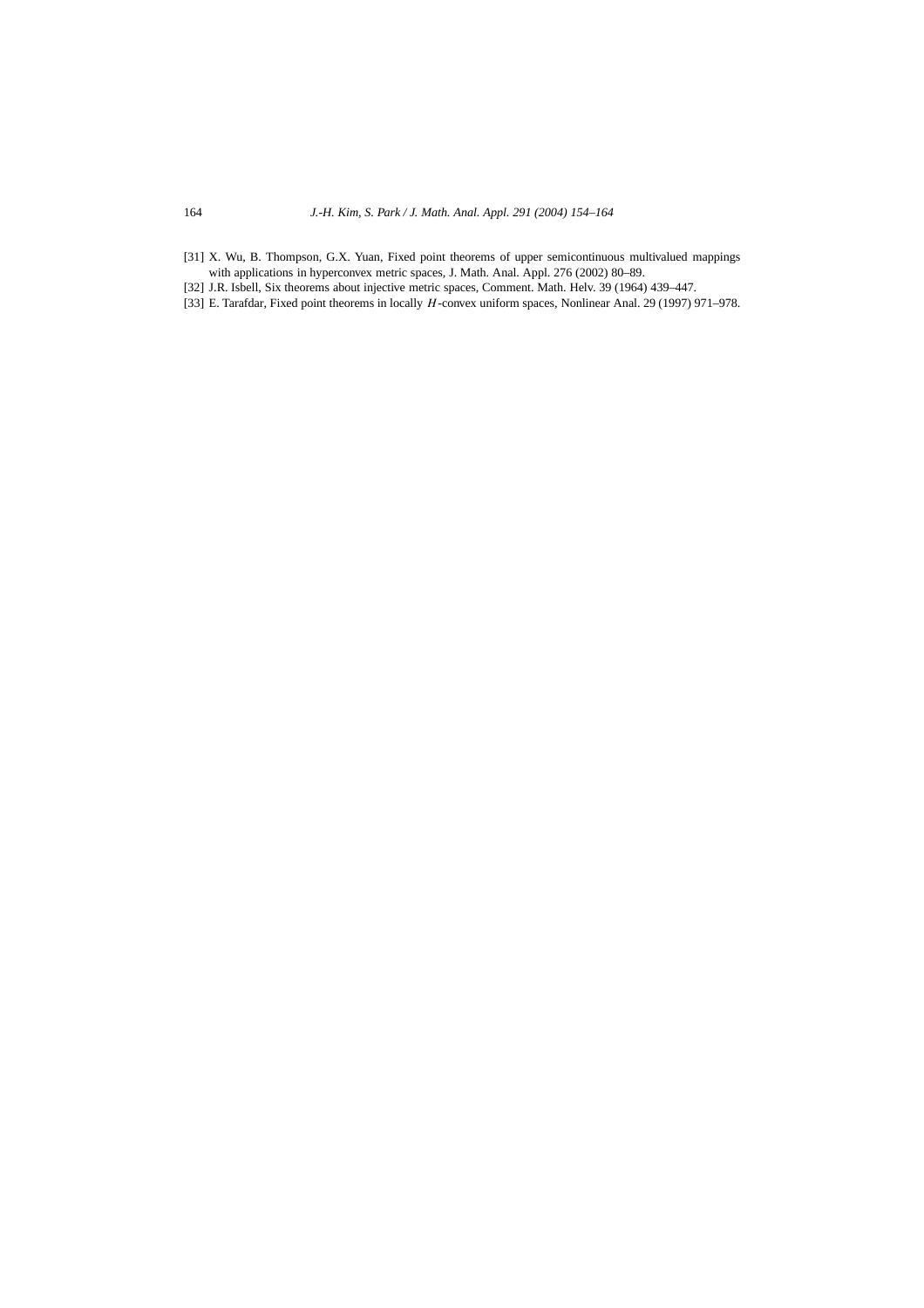[31] X. Wu, B. Thompson, G.X. Yuan, Fixed point theorems of upper semicontinuous multivalued mappings with applications in hyperconvex metric spaces, J. Math. Anal. Appl. 276 (2002) 80–89.

[32] J.R. Isbell, Six theorems about injective metric spaces, Comment. Math. Helv. 39 (1964) 439–447.

[33] E. Tarafdar, Fixed point theorems in locally $H$-convex uniform spaces, Nonlinear Anal. 29 (1997) 971–978.